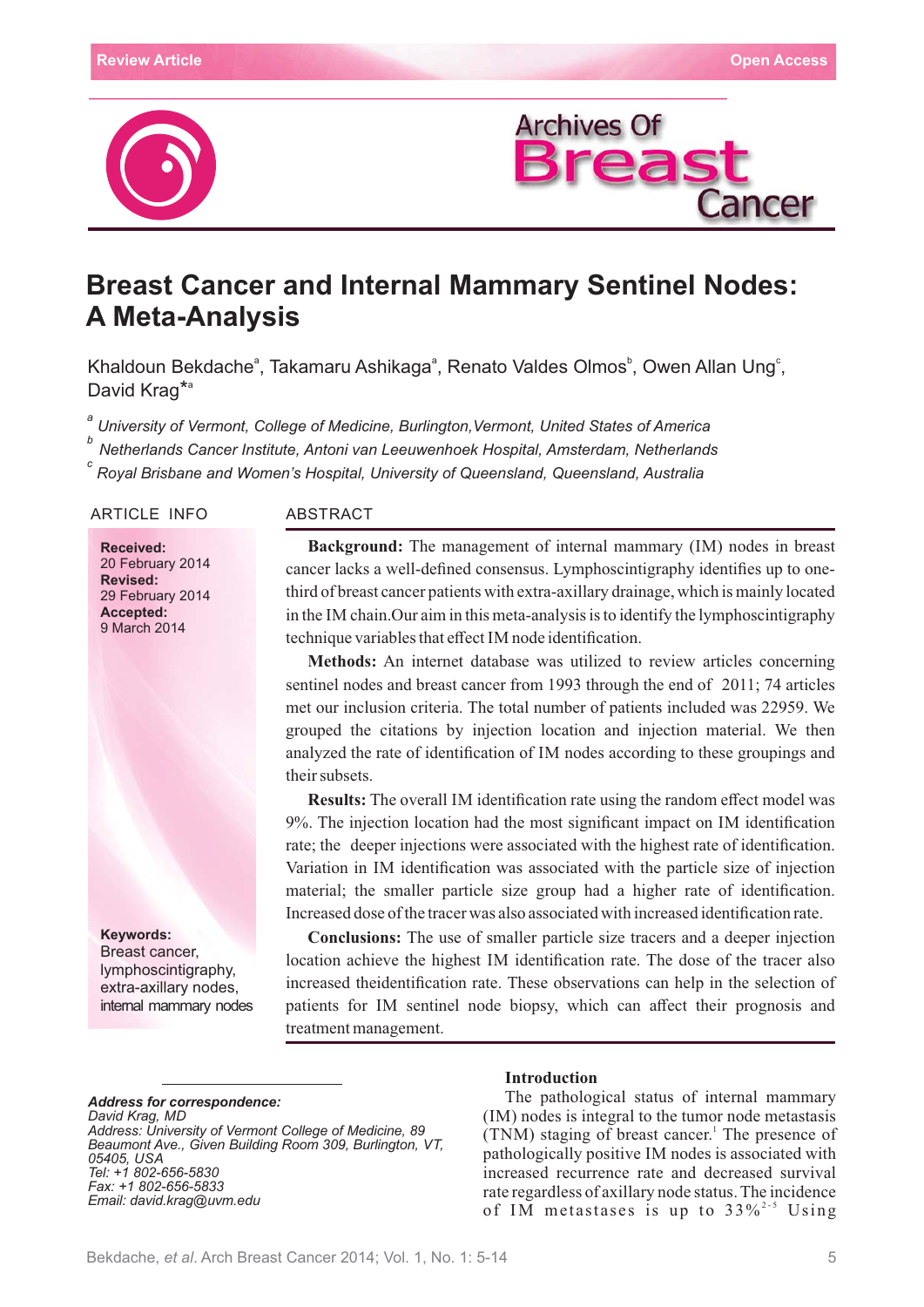Review Article

Open Access

# Breast Cancer and Internal Mammary Sentinel Nodes: A Meta-Analysis

Khaldoun Bekdache[a], Takamaru Ashikaga[a], Renato Valdes Olmos[b], Owen Allan Ung[c], David Krag*[a]

[a] University of Vermont, College of Medicine, Burlington, Vermont, United States of America
[b] Netherlands Cancer Institute, Antoni van Leeuwenhoek Hospital, Amsterdam, Netherlands
[c] Royal Brisbane and Women's Hospital, University of Queensland, Queensland, Australia

## ARTICLE INFO

**Received:** 20 February 2014
**Revised:** 29 February 2014
**Accepted:** 9 March 2014

**Keywords:** Breast cancer, lymphoscintigraphy, extra-axillary nodes, internal mammary nodes

## ABSTRACT

**Background:** The management of internal mammary (IM) nodes in breast cancer lacks a well-defined consensus. Lymphoscintigraphy identifies up to one-third of breast cancer patients with extra-axillary drainage, which is mainly located in the IM chain.Our aim in this meta-analysis is to identify the lymphoscintigraphy technique variables that effect IM node identification.

**Methods:** An internet database was utilized to review articles concerning sentinel nodes and breast cancer from 1993 through the end of 2011; 74 articles met our inclusion criteria. The total number of patients included was 22959. We grouped the citations by injection location and injection material. We then analyzed the rate of identification of IM nodes according to these groupings and their subsets.

**Results:** The overall IM identification rate using the random effect model was 9%. The injection location had the most significant impact on IM identification rate; the deeper injections were associated with the highest rate of identification. Variation in IM identification was associated with the particle size of injection material; the smaller particle size group had a higher rate of identification. Increased dose of the tracer was also associated with increased identification rate.

**Conclusions:** The use of smaller particle size tracers and a deeper injection location achieve the highest IM identification rate. The dose of the tracer also increased theidentification rate. These observations can help in the selection of patients for IM sentinel node biopsy, which can affect their prognosis and treatment management.

***Address for correspondence:***
*David Krag, MD*
*Address: University of Vermont College of Medicine, 89 Beaumont Ave., Given Building Room 309, Burlington, VT, 05405, USA*
*Tel: +1 802-656-5830*
*Fax: +1 802-656-5833*
*Email: david.krag@uvm.edu*

## Introduction

The pathological status of internal mammary (IM) nodes is integral to the tumor node metastasis (TNM) staging of breast cancer.[1] The presence of pathologically positive IM nodes is associated with increased recurrence rate and decreased survival rate regardless of axillary node status. The incidence of IM metastases is up to 33%[2-5] Using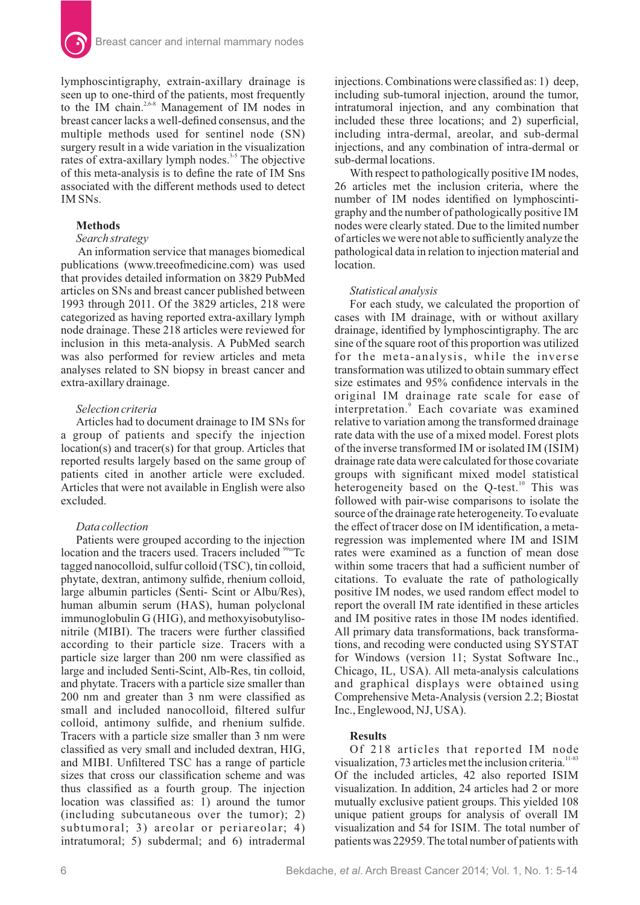lymphoscintigraphy, extra-axillary drainage is seen up to one-third of the patients, most frequently to the IM chain.[2,6-8] Management of IM nodes in breast cancer lacks a well-defined consensus, and the multiple methods used for sentinel node (SN) surgery result in a wide variation in the visualization rates of extra-axillary lymph nodes.[3-5] The objective of this meta-analysis is to define the rate of IM Sns associated with the different methods used to detect IM SNs.

## Methods

### *Search strategy*

An information service that manages biomedical publications (www.treeofmedicine.com) was used that provides detailed information on 3829 PubMed articles on SNs and breast cancer published between 1993 through 2011. Of the 3829 articles, 218 were categorized as having reported extra-axillary lymph node drainage. These 218 articles were reviewed for inclusion in this meta-analysis. A PubMed search was also performed for review articles and meta analyses related to SN biopsy in breast cancer and extra-axillary drainage.

### *Selection criteria*

Articles had to document drainage to IM SNs for a group of patients and specify the injection location(s) and tracer(s) for that group. Articles that reported results largely based on the same group of patients cited in another article were excluded. Articles that were not available in English were also excluded.

### *Data collection*

Patients were grouped according to the injection location and the tracers used. Tracers included $^{99m}$Tc tagged nanocolloid, sulfur colloid (TSC), tin colloid, phytate, dextran, antimony sulfide, rhenium colloid, large albumin particles (Senti- Scint or Albu/Res), human albumin serum (HAS), human polyclonal immunoglobulin G (HIG), and methoxyisobutylisonitrile (MIBI). The tracers were further classified according to their particle size. Tracers with a particle size larger than 200 nm were classified as large and included Senti-Scint, Alb-Res, tin colloid, and phytate. Tracers with a particle size smaller than 200 nm and greater than 3 nm were classified as small and included nanocolloid, filtered sulfur colloid, antimony sulfide, and rhenium sulfide. Tracers with a particle size smaller than 3 nm were classified as very small and included dextran, HIG, and MIBI. Unfiltered TSC has a range of particle sizes that cross our classification scheme and was thus classified as a fourth group. The injection location was classified as: 1) around the tumor (including subcutaneous over the tumor); 2) subtumoral; 3) areolar or periareolar; 4) intratumoral; 5) subdermal; and 6) intradermal injections. Combinations were classified as: 1) deep, including sub-tumoral injection, around the tumor, intratumoral injection, and any combination that included these three locations; and 2) superficial, including intra-dermal, areolar, and sub-dermal injections, and any combination of intra-dermal or sub-dermal locations.

With respect to pathologically positive IM nodes, 26 articles met the inclusion criteria, where the number of IM nodes identified on lymphoscintigraphy and the number of pathologically positive IM nodes were clearly stated. Due to the limited number of articles we were not able to sufficiently analyze the pathological data in relation to injection material and location.

### *Statistical analysis*

For each study, we calculated the proportion of cases with IM drainage, with or without axillary drainage, identified by lymphoscintigraphy. The arc sine of the square root of this proportion was utilized for the meta-analysis, while the inverse transformation was utilized to obtain summary effect size estimates and 95% confidence intervals in the original IM drainage rate scale for ease of interpretation.[9] Each covariate was examined relative to variation among the transformed drainage rate data with the use of a mixed model. Forest plots of the inverse transformed IM or isolated IM (ISIM) drainage rate data were calculated for those covariate groups with significant mixed model statistical heterogeneity based on the Q-test.[10] This was followed with pair-wise comparisons to isolate the source of the drainage rate heterogeneity. To evaluate the effect of tracer dose on IM identification, a meta-regression was implemented where IM and ISIM rates were examined as a function of mean dose within some tracers that had a sufficient number of citations. To evaluate the rate of pathologically positive IM nodes, we used random effect model to report the overall IM rate identified in these articles and IM positive rates in those IM nodes identified. All primary data transformations, back transformations, and recoding were conducted using SYSTAT for Windows (version 11; Systat Software Inc., Chicago, IL, USA). All meta-analysis calculations and graphical displays were obtained using Comprehensive Meta-Analysis (version 2.2; Biostat Inc., Englewood, NJ, USA).

## Results

Of 218 articles that reported IM node visualization, 73 articles met the inclusion criteria.[11-83] Of the included articles, 42 also reported ISIM visualization. In addition, 24 articles had 2 or more mutually exclusive patient groups. This yielded 108 unique patient groups for analysis of overall IM visualization and 54 for ISIM. The total number of patients was 22959. The total number of patients with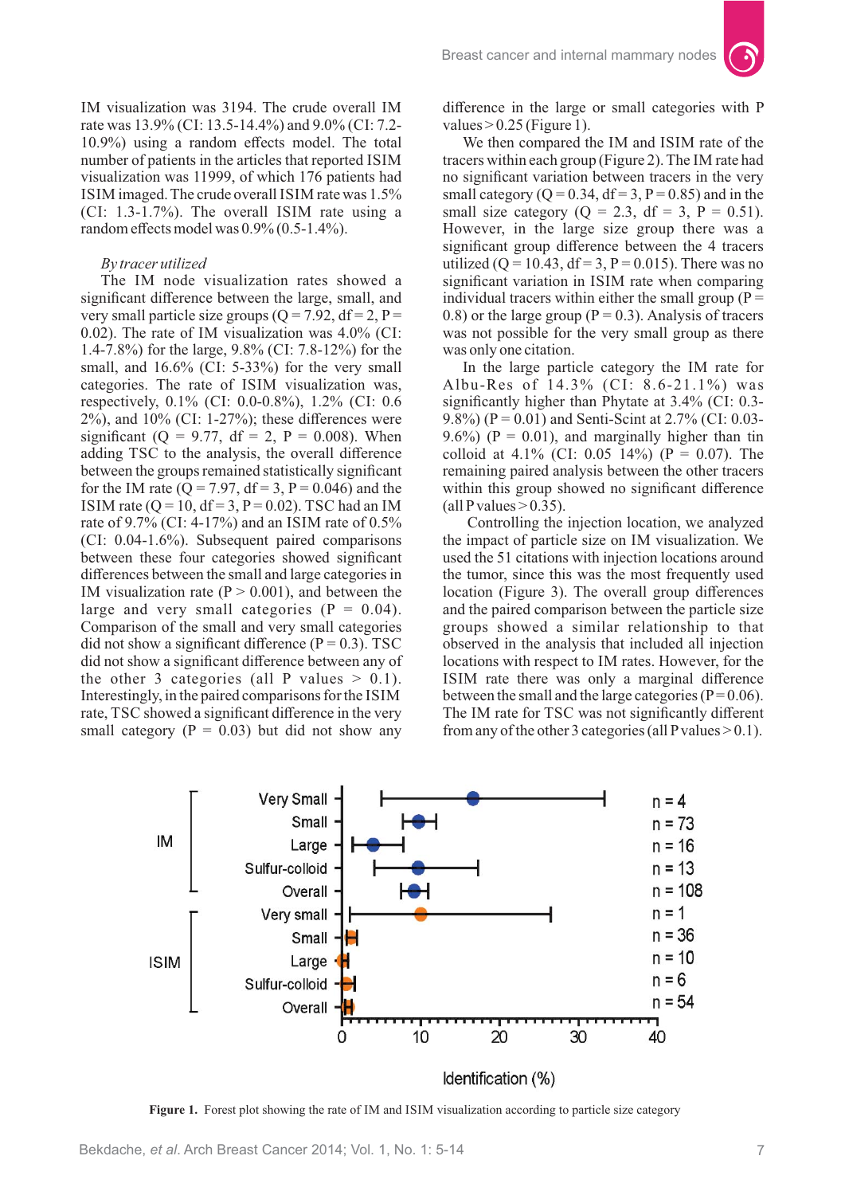IM visualization was 3194. The crude overall IM rate was 13.9% (CI: 13.5-14.4%) and 9.0% (CI: 7.2-10.9%) using a random effects model. The total number of patients in the articles that reported ISIM visualization was 11999, of which 176 patients had ISIM imaged. The crude overall ISIM rate was 1.5% (CI: 1.3-1.7%). The overall ISIM rate using a random effects model was 0.9% (0.5-1.4%).

*By tracer utilized*

The IM node visualization rates showed a significant difference between the large, small, and very small particle size groups (Q = 7.92, df = 2, P = 0.02). The rate of IM visualization was 4.0% (CI: 1.4-7.8%) for the large, 9.8% (CI: 7.8-12%) for the small, and 16.6% (CI: 5-33%) for the very small categories. The rate of ISIM visualization was, respectively, 0.1% (CI: 0.0-0.8%), 1.2% (CI: 0.6 2%), and 10% (CI: 1-27%); these differences were significant (Q = 9.77, df = 2, P = 0.008). When adding TSC to the analysis, the overall difference between the groups remained statistically significant for the IM rate (Q = 7.97, df = 3, P = 0.046) and the ISIM rate (Q = 10, df = 3, P = 0.02). TSC had an IM rate of 9.7% (CI: 4-17%) and an ISIM rate of 0.5% (CI: 0.04-1.6%). Subsequent paired comparisons between these four categories showed significant differences between the small and large categories in IM visualization rate (P > 0.001), and between the large and very small categories (P = 0.04). Comparison of the small and very small categories did not show a significant difference (P = 0.3). TSC did not show a significant difference between any of the other 3 categories (all P values > 0.1). Interestingly, in the paired comparisons for the ISIM rate, TSC showed a significant difference in the very small category (P = 0.03) but did not show any difference in the large or small categories with P values > 0.25 (Figure 1).

We then compared the IM and ISIM rate of the tracers within each group (Figure 2). The IM rate had no significant variation between tracers in the very small category (Q = 0.34, df = 3, P = 0.85) and in the small size category (Q = 2.3, df = 3, P = 0.51). However, in the large size group there was a significant group difference between the 4 tracers utilized (Q = 10.43, df = 3, P = 0.015). There was no significant variation in ISIM rate when comparing individual tracers within either the small group (P = 0.8) or the large group (P = 0.3). Analysis of tracers was not possible for the very small group as there was only one citation.

In the large particle category the IM rate for Albu-Res of 14.3% (CI: 8.6-21.1%) was significantly higher than Phytate at 3.4% (CI: 0.3-9.8%) (P = 0.01) and Senti-Scint at 2.7% (CI: 0.03-9.6%) (P = 0.01), and marginally higher than tin colloid at 4.1% (CI: 0.05 14%) (P = 0.07). The remaining paired analysis between the other tracers within this group showed no significant difference (all P values > 0.35).

Controlling the injection location, we analyzed the impact of particle size on IM visualization. We used the 51 citations with injection locations around the tumor, since this was the most frequently used location (Figure 3). The overall group differences and the paired comparison between the particle size groups showed a similar relationship to that observed in the analysis that included all injection locations with respect to IM rates. However, for the ISIM rate there was only a marginal difference between the small and the large categories (P = 0.06). The IM rate for TSC was not significantly different from any of the other 3 categories (all P values > 0.1).

**Figure 1.** Forest plot showing the rate of IM and ISIM visualization according to particle size category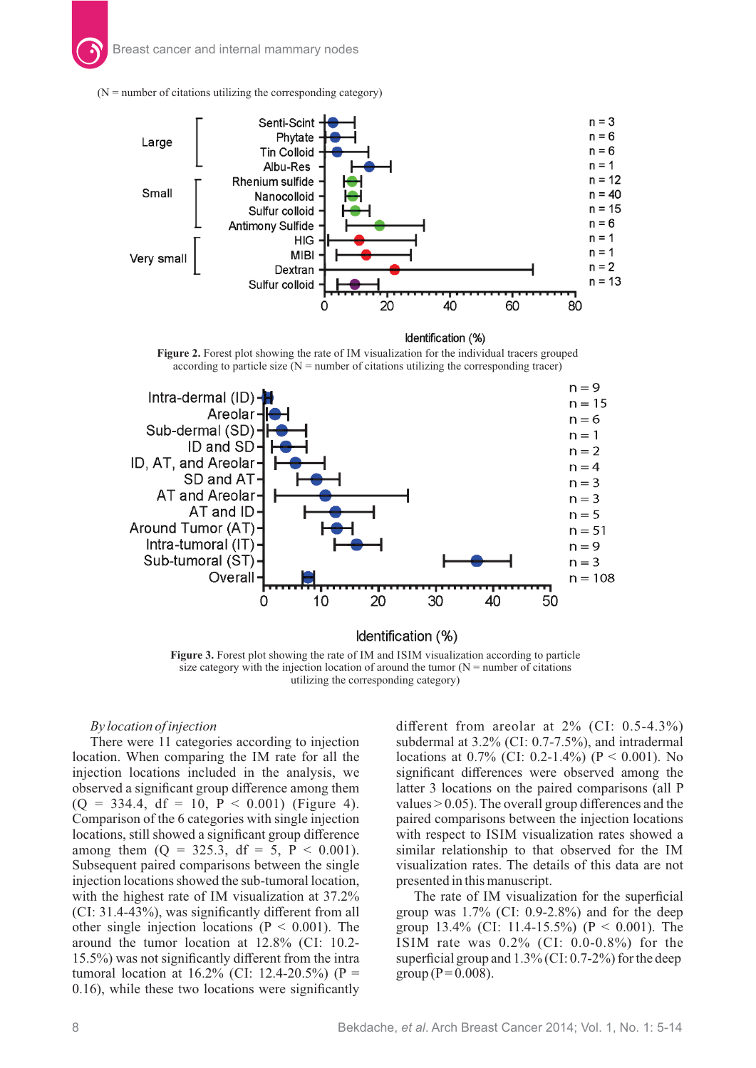(N = number of citations utilizing the corresponding category)

**Figure 2.** Forest plot showing the rate of IM visualization for the individual tracers grouped according to particle size (N = number of citations utilizing the corresponding tracer)

**Figure 3.** Forest plot showing the rate of IM and ISIM visualization according to particle size category with the injection location of around the tumor (N = number of citations utilizing the corresponding category)

*By location of injection*

There were 11 categories according to injection location. When comparing the IM rate for all the injection locations included in the analysis, we observed a significant group difference among them ($Q = 334.4$, $df = 10$, $P < 0.001$) (Figure 4). Comparison of the 6 categories with single injection locations, still showed a significant group difference among them ($Q = 325.3$, $df = 5$, $P < 0.001$). Subsequent paired comparisons between the single injection locations showed the sub-tumoral location, with the highest rate of IM visualization at 37.2% (CI: 31.4-43%), was significantly different from all other single injection locations ($P < 0.001$). The around the tumor location at 12.8% (CI: 10.2-15.5%) was not significantly different from the intra tumoral location at 16.2% (CI: 12.4-20.5%) ($P = 0.16$), while these two locations were significantly different from areolar at 2% (CI: 0.5-4.3%) subdermal at 3.2% (CI: 0.7-7.5%), and intradermal locations at 0.7% (CI: 0.2-1.4%) ($P < 0.001$). No significant differences were observed among the latter 3 locations on the paired comparisons (all P values > 0.05). The overall group differences and the paired comparisons between the injection locations with respect to ISIM visualization rates showed a similar relationship to that observed for the IM visualization rates. The details of this data are not presented in this manuscript.

The rate of IM visualization for the superficial group was 1.7% (CI: 0.9-2.8%) and for the deep group 13.4% (CI: 11.4-15.5%) ($P < 0.001$). The ISIM rate was 0.2% (CI: 0.0-0.8%) for the superficial group and 1.3% (CI: 0.7-2%) for the deep group ($P = 0.008$).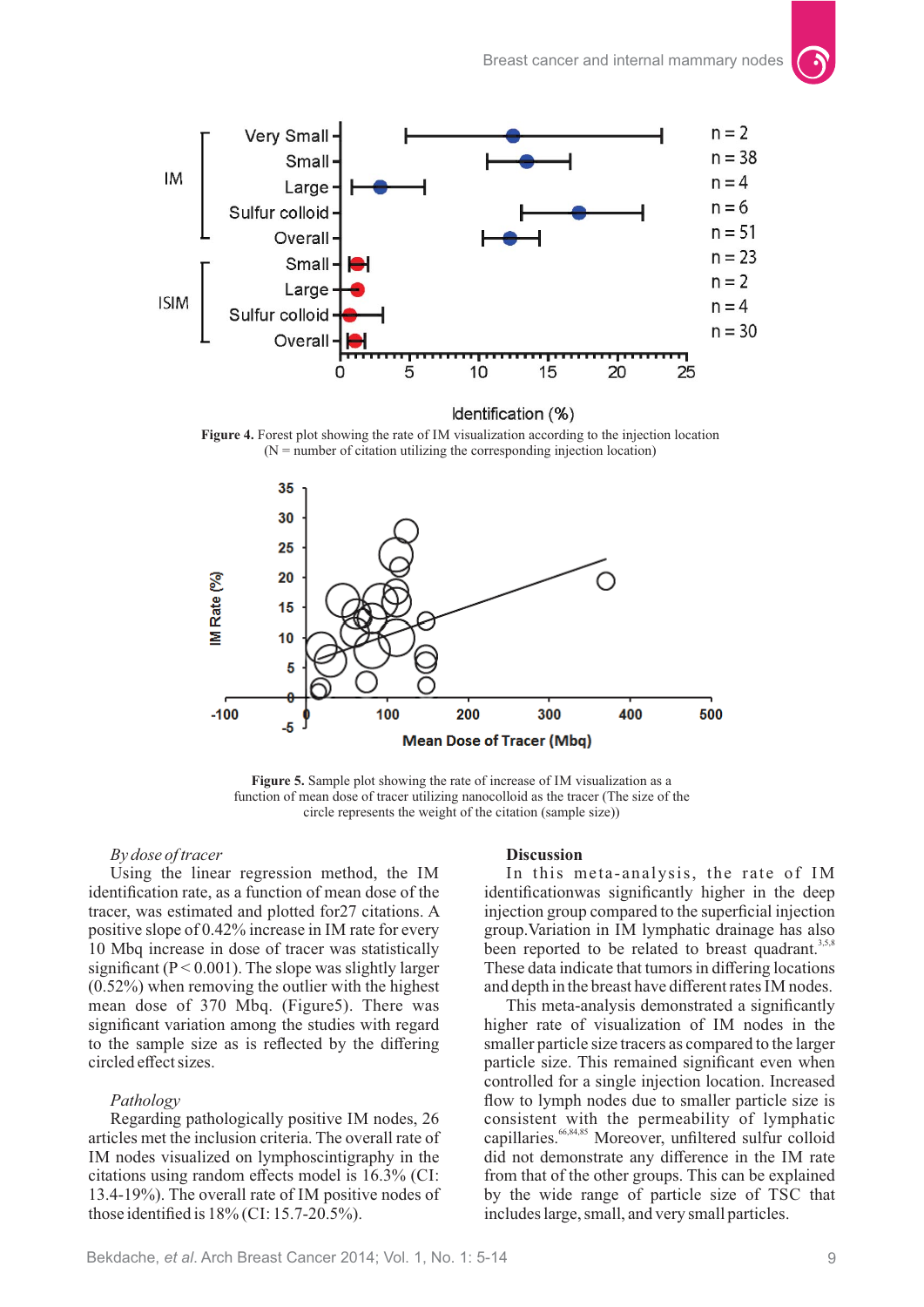**Figure 4.** Forest plot showing the rate of IM visualization according to the injection location (N = number of citation utilizing the corresponding injection location)

**Figure 5.** Sample plot showing the rate of increase of IM visualization as a function of mean dose of tracer utilizing nanocolloid as the tracer (The size of the circle represents the weight of the citation (sample size))

*By dose of tracer*

Using the linear regression method, the IM identification rate, as a function of mean dose of the tracer, was estimated and plotted for27 citations. A positive slope of 0.42% increase in IM rate for every 10 Mbq increase in dose of tracer was statistically significant ($P < 0.001$). The slope was slightly larger (0.52%) when removing the outlier with the highest mean dose of 370 Mbq. (Figure5). There was significant variation among the studies with regard to the sample size as is reflected by the differing circled effect sizes.

*Pathology*

Regarding pathologically positive IM nodes, 26 articles met the inclusion criteria. The overall rate of IM nodes visualized on lymphoscintigraphy in the citations using random effects model is 16.3% (CI: 13.4-19%). The overall rate of IM positive nodes of those identified is 18% (CI: 15.7-20.5%).

## Discussion

In this meta-analysis, the rate of IM identificationwas significantly higher in the deep injection group compared to the superficial injection group.Variation in IM lymphatic drainage has also been reported to be related to breast quadrant.[3,5,8] These data indicate that tumors in differing locations and depth in the breast have different rates IM nodes.

This meta-analysis demonstrated a significantly higher rate of visualization of IM nodes in the smaller particle size tracers as compared to the larger particle size. This remained significant even when controlled for a single injection location. Increased flow to lymph nodes due to smaller particle size is consistent with the permeability of lymphatic capillaries.[66,84,85] Moreover, unfiltered sulfur colloid did not demonstrate any difference in the IM rate from that of the other groups. This can be explained by the wide range of particle size of TSC that includes large, small, and very small particles.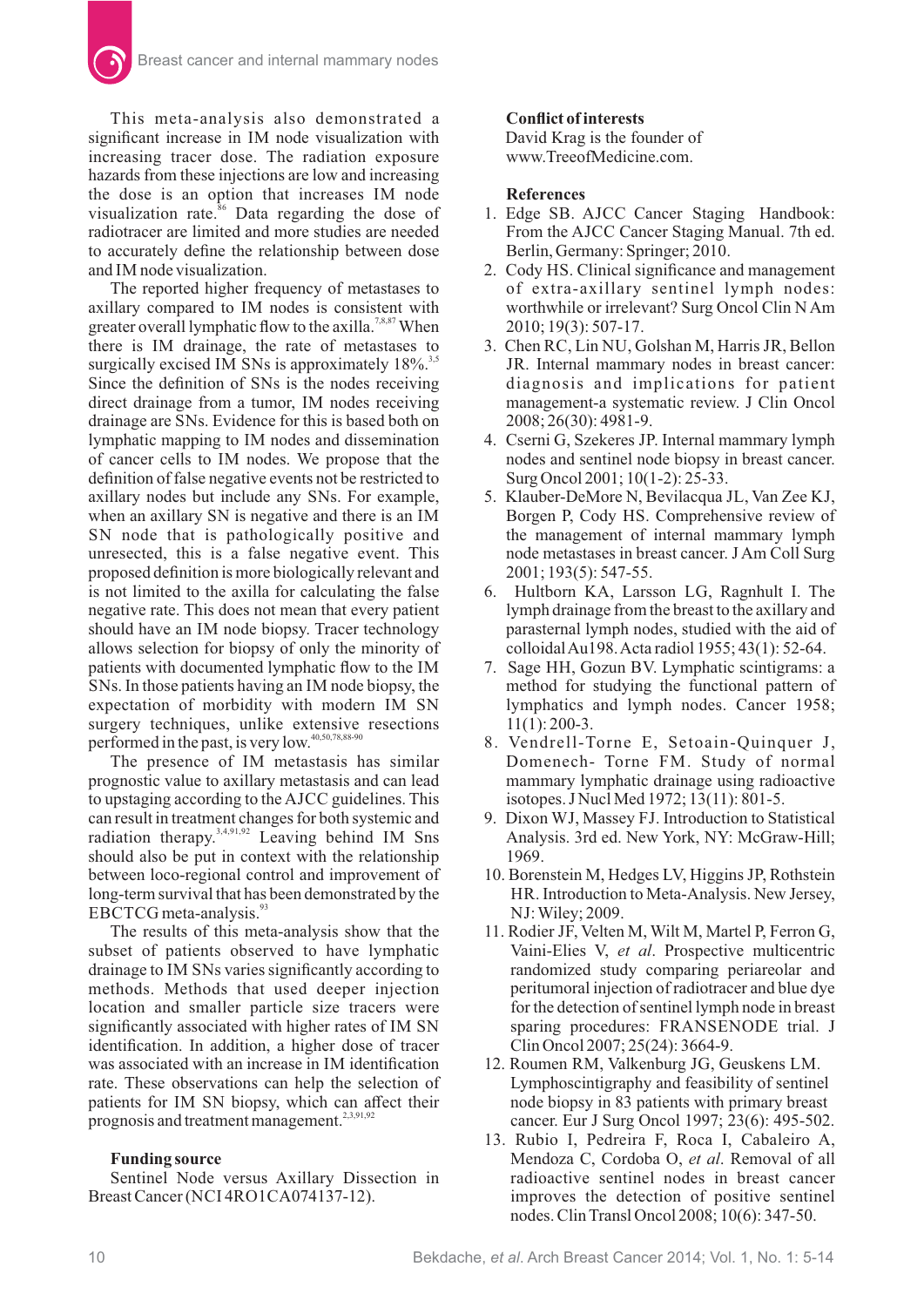This meta-analysis also demonstrated a significant increase in IM node visualization with increasing tracer dose. The radiation exposure hazards from these injections are low and increasing the dose is an option that increases IM node visualization rate.[86] Data regarding the dose of radiotracer are limited and more studies are needed to accurately define the relationship between dose and IM node visualization.

The reported higher frequency of metastases to axillary compared to IM nodes is consistent with greater overall lymphatic flow to the axilla.[7,8,87] When there is IM drainage, the rate of metastases to surgically excised IM SNs is approximately 18%.[3,5] Since the definition of SNs is the nodes receiving direct drainage from a tumor, IM nodes receiving drainage are SNs. Evidence for this is based both on lymphatic mapping to IM nodes and dissemination of cancer cells to IM nodes. We propose that the definition of false negative events not be restricted to axillary nodes but include any SNs. For example, when an axillary SN is negative and there is an IM SN node that is pathologically positive and unresected, this is a false negative event. This proposed definition is more biologically relevant and is not limited to the axilla for calculating the false negative rate. This does not mean that every patient should have an IM node biopsy. Tracer technology allows selection for biopsy of only the minority of patients with documented lymphatic flow to the IM SNs. In those patients having an IM node biopsy, the expectation of morbidity with modern IM SN surgery techniques, unlike extensive resections performed in the past, is very low.[40,50,78,88-90]

The presence of IM metastasis has similar prognostic value to axillary metastasis and can lead to upstaging according to the AJCC guidelines. This can result in treatment changes for both systemic and radiation therapy.[3,4,91,92] Leaving behind IM Sns should also be put in context with the relationship between loco-regional control and improvement of long-term survival that has been demonstrated by the EBCTCG meta-analysis.[93]

The results of this meta-analysis show that the subset of patients observed to have lymphatic drainage to IM SNs varies significantly according to methods. Methods that used deeper injection location and smaller particle size tracers were significantly associated with higher rates of IM SN identification. In addition, a higher dose of tracer was associated with an increase in IM identification rate. These observations can help the selection of patients for IM SN biopsy, which can affect their prognosis and treatment management.[2,3,91,92]

**Funding source**

Sentinel Node versus Axillary Dissection in Breast Cancer (NCI 4RO1CA074137-12).

**Conflict of interests**

David Krag is the founder of www.TreeofMedicine.com.

**References**

1. Edge SB. AJCC Cancer Staging Handbook: From the AJCC Cancer Staging Manual. 7th ed. Berlin, Germany: Springer; 2010.
2. Cody HS. Clinical significance and management of extra-axillary sentinel lymph nodes: worthwhile or irrelevant? Surg Oncol Clin N Am 2010; 19(3): 507-17.
3. Chen RC, Lin NU, Golshan M, Harris JR, Bellon JR. Internal mammary nodes in breast cancer: diagnosis and implications for patient management-a systematic review. J Clin Oncol 2008; 26(30): 4981-9.
4. Cserni G, Szekeres JP. Internal mammary lymph nodes and sentinel node biopsy in breast cancer. Surg Oncol 2001; 10(1-2): 25-33.
5. Klauber-DeMore N, Bevilacqua JL, Van Zee KJ, Borgen P, Cody HS. Comprehensive review of the management of internal mammary lymph node metastases in breast cancer. J Am Coll Surg 2001; 193(5): 547-55.
6. Hultborn KA, Larsson LG, Ragnhult I. The lymph drainage from the breast to the axillary and parasternal lymph nodes, studied with the aid of colloidal Au198. Acta radiol 1955; 43(1): 52-64.
7. Sage HH, Gozun BV. Lymphatic scintigrams: a method for studying the functional pattern of lymphatics and lymph nodes. Cancer 1958; 11(1): 200-3.
8. Vendrell-Torne E, Setoain-Quinquer J, Domenech- Torne FM. Study of normal mammary lymphatic drainage using radioactive isotopes. J Nucl Med 1972; 13(11): 801-5.
9. Dixon WJ, Massey FJ. Introduction to Statistical Analysis. 3rd ed. New York, NY: McGraw-Hill; 1969.
10. Borenstein M, Hedges LV, Higgins JP, Rothstein HR. Introduction to Meta-Analysis. New Jersey, NJ: Wiley; 2009.
11. Rodier JF, Velten M, Wilt M, Martel P, Ferron G, Vaini-Elies V, *et al*. Prospective multicentric randomized study comparing periareolar and peritumoral injection of radiotracer and blue dye for the detection of sentinel lymph node in breast sparing procedures: FRANSENODE trial. J Clin Oncol 2007; 25(24): 3664-9.
12. Roumen RM, Valkenburg JG, Geuskens LM. Lymphoscintigraphy and feasibility of sentinel node biopsy in 83 patients with primary breast cancer. Eur J Surg Oncol 1997; 23(6): 495-502.
13. Rubio I, Pedreira F, Roca I, Cabaleiro A, Mendoza C, Cordoba O, *et al*. Removal of all radioactive sentinel nodes in breast cancer improves the detection of positive sentinel nodes. Clin Transl Oncol 2008; 10(6): 347-50.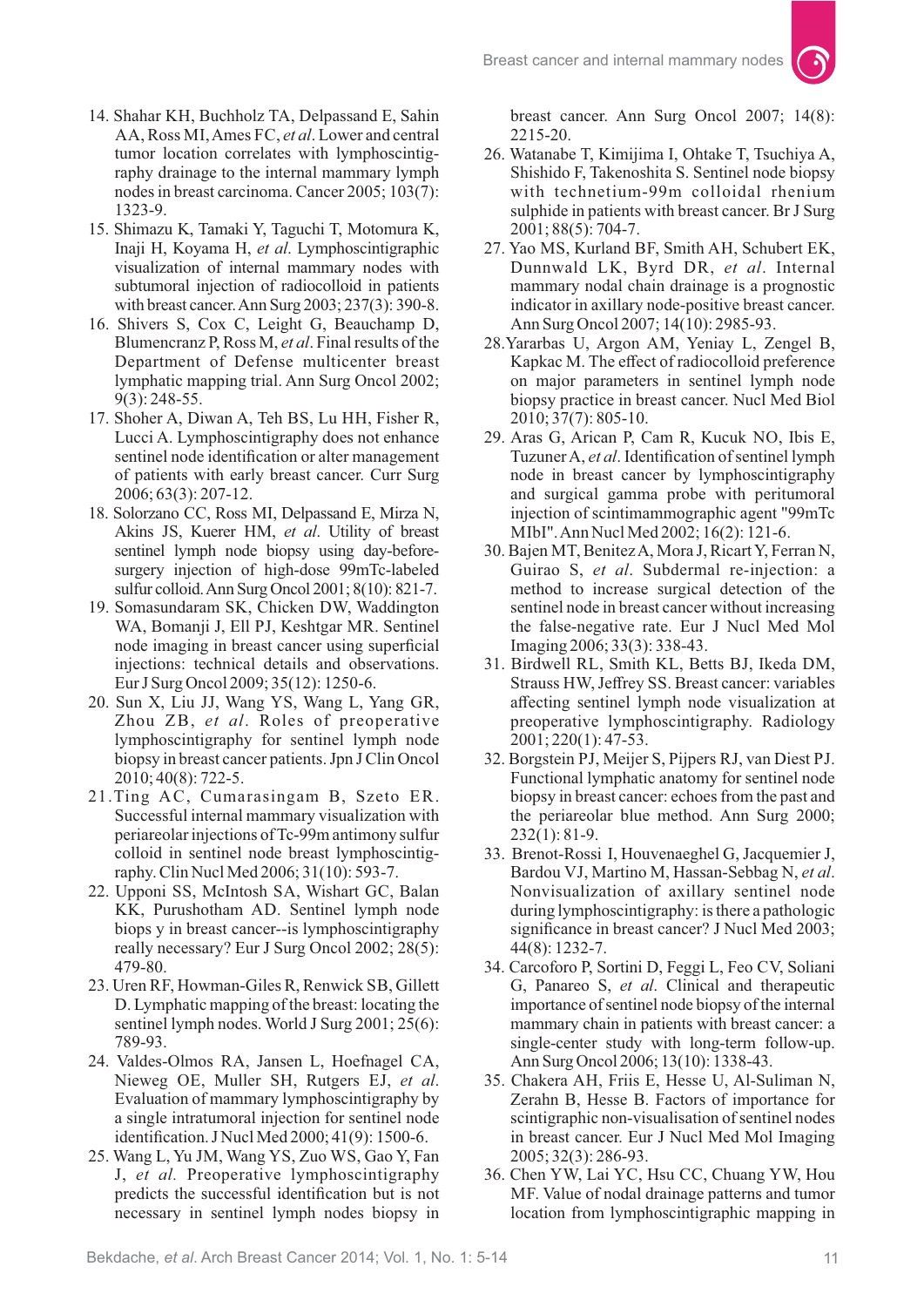14. Shahar KH, Buchholz TA, Delpassand E, Sahin AA, Ross MI, Ames FC, *et al*. Lower and central tumor location correlates with lymphoscintigraphy drainage to the internal mammary lymph nodes in breast carcinoma. Cancer 2005; 103(7): 1323-9.
15. Shimazu K, Tamaki Y, Taguchi T, Motomura K, Inaji H, Koyama H, *et al*. Lymphoscintigraphic visualization of internal mammary nodes with subtumoral injection of radiocolloid in patients with breast cancer. Ann Surg 2003; 237(3): 390-8.
16. Shivers S, Cox C, Leight G, Beauchamp D, Blumencranz P, Ross M, *et al*. Final results of the Department of Defense multicenter breast lymphatic mapping trial. Ann Surg Oncol 2002; 9(3): 248-55.
17. Shoher A, Diwan A, Teh BS, Lu HH, Fisher R, Lucci A. Lymphoscintigraphy does not enhance sentinel node identification or alter management of patients with early breast cancer. Curr Surg 2006; 63(3): 207-12.
18. Solorzano CC, Ross MI, Delpassand E, Mirza N, Akins JS, Kuerer HM, *et al*. Utility of breast sentinel lymph node biopsy using day-before-surgery injection of high-dose 99mTc-labeled sulfur colloid. Ann Surg Oncol 2001; 8(10): 821-7.
19. Somasundaram SK, Chicken DW, Waddington WA, Bomanji J, Ell PJ, Keshtgar MR. Sentinel node imaging in breast cancer using superficial injections: technical details and observations. Eur J Surg Oncol 2009; 35(12): 1250-6.
20. Sun X, Liu JJ, Wang YS, Wang L, Yang GR, Zhou ZB, *et al*. Roles of preoperative lymphoscintigraphy for sentinel lymph node biopsy in breast cancer patients. Jpn J Clin Oncol 2010; 40(8): 722-5.
21. Ting AC, Cumarasingam B, Szeto ER. Successful internal mammary visualization with periareolar injections of Tc-99m antimony sulfur colloid in sentinel node breast lymphoscintigraphy. Clin Nucl Med 2006; 31(10): 593-7.
22. Upponi SS, McIntosh SA, Wishart GC, Balan KK, Purushotham AD. Sentinel lymph node biops y in breast cancer--is lymphoscintigraphy really necessary? Eur J Surg Oncol 2002; 28(5): 479-80.
23. Uren RF, Howman-Giles R, Renwick SB, Gillett D. Lymphatic mapping of the breast: locating the sentinel lymph nodes. World J Surg 2001; 25(6): 789-93.
24. Valdes-Olmos RA, Jansen L, Hoefnagel CA, Nieweg OE, Muller SH, Rutgers EJ, *et al*. Evaluation of mammary lymphoscintigraphy by a single intratumoral injection for sentinel node identification. J Nucl Med 2000; 41(9): 1500-6.
25. Wang L, Yu JM, Wang YS, Zuo WS, Gao Y, Fan J, *et al*. Preoperative lymphoscintigraphy predicts the successful identification but is not necessary in sentinel lymph nodes biopsy in breast cancer. Ann Surg Oncol 2007; 14(8): 2215-20.
26. Watanabe T, Kimijima I, Ohtake T, Tsuchiya A, Shishido F, Takenoshita S. Sentinel node biopsy with technetium-99m colloidal rhenium sulphide in patients with breast cancer. Br J Surg 2001; 88(5): 704-7.
27. Yao MS, Kurland BF, Smith AH, Schubert EK, Dunnwald LK, Byrd DR, *et al*. Internal mammary nodal chain drainage is a prognostic indicator in axillary node-positive breast cancer. Ann Surg Oncol 2007; 14(7): 2985-93.
28. Yararbas U, Argon AM, Yeniay L, Zengel B, Kapkac M. The effect of radiocolloid preference on major parameters in sentinel lymph node biopsy practice in breast cancer. Nucl Med Biol 2010; 37(7): 805-10.
29. Aras G, Arican P, Cam R, Kucuk NO, Ibis E, Tuzuner A, *et al*. Identification of sentinel lymph node in breast cancer by lymphoscintigraphy and surgical gamma probe with peritumoral injection of scintimammographic agent "99mTc MIbI". Ann Nucl Med 2002; 16(2): 121-6.
30. Bajen MT, Benitez A, Mora J, Ricart Y, Ferran N, Guirao S, *et al*. Subdermal re-injection: a method to increase surgical detection of the sentinel node in breast cancer without increasing the false-negative rate. Eur J Nucl Med Mol Imaging 2006; 33(3): 338-43.
31. Birdwell RL, Smith KL, Betts BJ, Ikeda DM, Strauss HW, Jeffrey SS. Breast cancer: variables affecting sentinel lymph node visualization at preoperative lymphoscintigraphy. Radiology 2001; 220(1): 47-53.
32. Borgstein PJ, Meijer S, Pijpers RJ, van Diest PJ. Functional lymphatic anatomy for sentinel node biopsy in breast cancer: echoes from the past and the periareolar blue method. Ann Surg 2000; 232(1): 81-9.
33. Brenot-Rossi I, Houvenaeghel G, Jacquemier J, Bardou VJ, Martino M, Hassan-Sebbag N, *et al*. Nonvisualization of axillary sentinel node during lymphoscintigraphy: is there a pathologic significance in breast cancer? J Nucl Med 2003; 44(8): 1232-7.
34. Carcoforo P, Sortini D, Feggi L, Feo CV, Soliani G, Panareo S, *et al*. Clinical and therapeutic importance of sentinel node biopsy of the internal mammary chain in patients with breast cancer: a single-center study with long-term follow-up. Ann Surg Oncol 2006; 13(10): 1338-43.
35. Chakera AH, Friis E, Hesse U, Al-Suliman N, Zerahn B, Hesse B. Factors of importance for scintigraphic non-visualisation of sentinel nodes in breast cancer. Eur J Nucl Med Mol Imaging 2005; 32(3): 286-93.
36. Chen YW, Lai YC, Hsu CC, Chuang YW, Hou MF. Value of nodal drainage patterns and tumor location from lymphoscintigraphic mapping in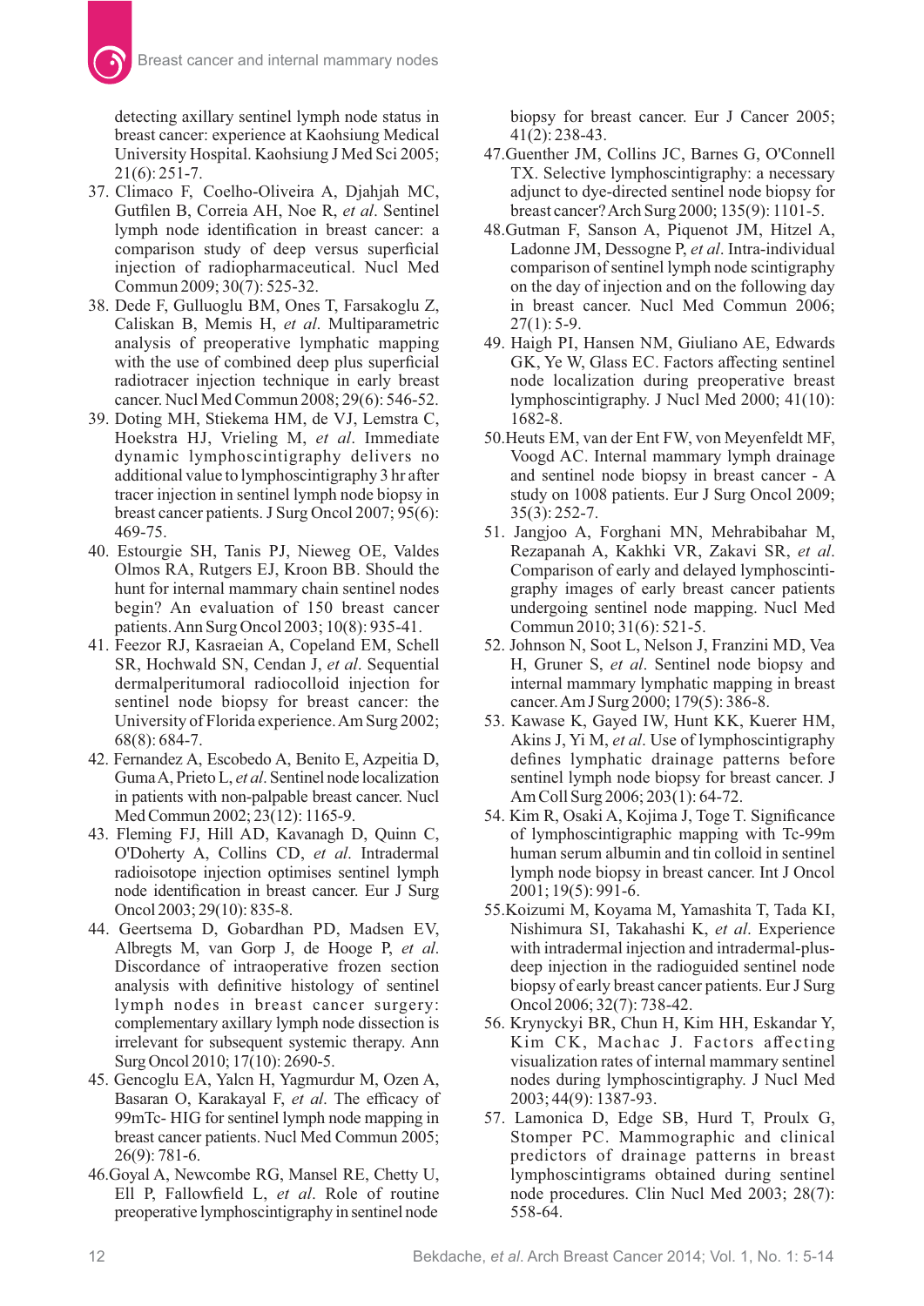detecting axillary sentinel lymph node status in breast cancer: experience at Kaohsiung Medical University Hospital. Kaohsiung J Med Sci 2005; 21(6): 251-7.

37. Climaco F, Coelho-Oliveira A, Djahjah MC, Gutfilen B, Correia AH, Noe R, *et al*. Sentinel lymph node identification in breast cancer: a comparison study of deep versus superficial injection of radiopharmaceutical. Nucl Med Commun 2009; 30(7): 525-32.
38. Dede F, Gulluoglu BM, Ones T, Farsakoglu Z, Caliskan B, Memis H, *et al*. Multiparametric analysis of preoperative lymphatic mapping with the use of combined deep plus superficial radiotracer injection technique in early breast cancer. Nucl Med Commun 2008; 29(6): 546-52.
39. Doting MH, Stiekema HM, de VJ, Lemstra C, Hoekstra HJ, Vrieling M, *et al*. Immediate dynamic lymphoscintigraphy delivers no additional value to lymphoscintigraphy 3 hr after tracer injection in sentinel lymph node biopsy in breast cancer patients. J Surg Oncol 2007; 95(6): 469-75.
40. Estourgie SH, Tanis PJ, Nieweg OE, Valdes Olmos RA, Rutgers EJ, Kroon BB. Should the hunt for internal mammary chain sentinel nodes begin? An evaluation of 150 breast cancer patients. Ann Surg Oncol 2003; 10(8): 935-41.
41. Feezor RJ, Kasraeian A, Copeland EM, Schell SR, Hochwald SN, Cendan J, *et al*. Sequential dermalperitumoral radiocolloid injection for sentinel node biopsy for breast cancer: the University of Florida experience. Am Surg 2002; 68(8): 684-7.
42. Fernandez A, Escobedo A, Benito E, Azpeitia D, Guma A, Prieto L, *et al*. Sentinel node localization in patients with non-palpable breast cancer. Nucl Med Commun 2002; 23(12): 1165-9.
43. Fleming FJ, Hill AD, Kavanagh D, Quinn C, O'Doherty A, Collins CD, *et al*. Intradermal radioisotope injection optimises sentinel lymph node identification in breast cancer. Eur J Surg Oncol 2003; 29(10): 835-8.
44. Geertsema D, Gobardhan PD, Madsen EV, Albregts M, van Gorp J, de Hooge P, *et al*. Discordance of intraoperative frozen section analysis with definitive histology of sentinel lymph nodes in breast cancer surgery: complementary axillary lymph node dissection is irrelevant for subsequent systemic therapy. Ann Surg Oncol 2010; 17(10): 2690-5.
45. Gencoglu EA, Yalcn H, Yagmurdur M, Ozen A, Basaran O, Karakayal F, *et al*. The efficacy of 99mTc- HIG for sentinel lymph node mapping in breast cancer patients. Nucl Med Commun 2005; 26(9): 781-6.
46. Goyal A, Newcombe RG, Mansel RE, Chetty U, Ell P, Fallowfield L, *et al*. Role of routine preoperative lymphoscintigraphy in sentinel node biopsy for breast cancer. Eur J Cancer 2005; 41(2): 238-43.
47. Guenther JM, Collins JC, Barnes G, O'Connell TX. Selective lymphoscintigraphy: a necessary adjunct to dye-directed sentinel node biopsy for breast cancer? Arch Surg 2000; 135(9): 1101-5.
48. Gutman F, Sanson A, Piquenot JM, Hitzel A, Ladonne JM, Dessogne P, *et al*. Intra-individual comparison of sentinel lymph node scintigraphy on the day of injection and on the following day in breast cancer. Nucl Med Commun 2006; 27(1): 5-9.
49. Haigh PI, Hansen NM, Giuliano AE, Edwards GK, Ye W, Glass EC. Factors affecting sentinel node localization during preoperative breast lymphoscintigraphy. J Nucl Med 2000; 41(10): 1682-8.
50. Heuts EM, van der Ent FW, von Meyenfeldt MF, Voogd AC. Internal mammary lymph drainage and sentinel node biopsy in breast cancer - A study on 1008 patients. Eur J Surg Oncol 2009; 35(3): 252-7.
51. Jangjoo A, Forghani MN, Mehrabibahar M, Rezapanah A, Kakhki VR, Zakavi SR, *et al*. Comparison of early and delayed lymphoscintigraphy images of early breast cancer patients undergoing sentinel node mapping. Nucl Med Commun 2010; 31(6): 521-5.
52. Johnson N, Soot L, Nelson J, Franzini MD, Vea H, Gruner S, *et al*. Sentinel node biopsy and internal mammary lymphatic mapping in breast cancer. Am J Surg 2000; 179(5): 386-8.
53. Kawase K, Gayed IW, Hunt KK, Kuerer HM, Akins J, Yi M, *et al*. Use of lymphoscintigraphy defines lymphatic drainage patterns before sentinel lymph node biopsy for breast cancer. J Am Coll Surg 2006; 203(1): 64-72.
54. Kim R, Osaki A, Kojima J, Toge T. Significance of lymphoscintigraphic mapping with Tc-99m human serum albumin and tin colloid in sentinel lymph node biopsy in breast cancer. Int J Oncol 2001; 19(5): 991-6.
55. Koizumi M, Koyama M, Yamashita T, Tada KI, Nishimura SI, Takahashi K, *et al*. Experience with intradermal injection and intradermal-plus-deep injection in the radioguided sentinel node biopsy of early breast cancer patients. Eur J Surg Oncol 2006; 32(7): 738-42.
56. Krynyckyi BR, Chun H, Kim HH, Eskandar Y, Kim CK, Machac J. Factors affecting visualization rates of internal mammary sentinel nodes during lymphoscintigraphy. J Nucl Med 2003; 44(9): 1387-93.
57. Lamonica D, Edge SB, Hurd T, Proulx G, Stomper PC. Mammographic and clinical predictors of drainage patterns in breast lymphoscintigrams obtained during sentinel node procedures. Clin Nucl Med 2003; 28(7): 558-64.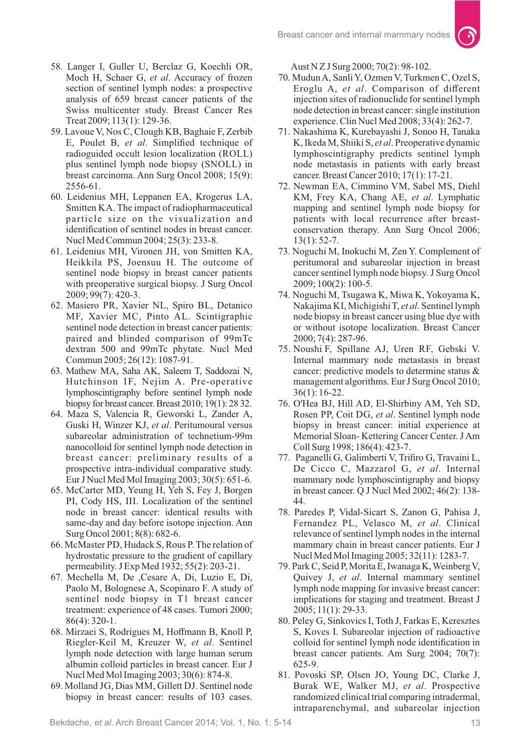58. Langer I, Guller U, Berclaz G, Koechli OR, Moch H, Schaer G, *et al*. Accuracy of frozen section of sentinel lymph nodes: a prospective analysis of 659 breast cancer patients of the Swiss multicenter study. Breast Cancer Res Treat 2009; 113(1): 129-36.
59. Lavoue V, Nos C, Clough KB, Baghaie F, Zerbib E, Poulet B, *et al*. Simplified technique of radioguided occult lesion localization (ROLL) plus sentinel lymph node biopsy (SNOLL) in breast carcinoma. Ann Surg Oncol 2008; 15(9): 2556-61.
60. Leidenius MH, Leppanen EA, Krogerus LA, Smitten KA. The impact of radiopharmaceutical particle size on the visualization and identification of sentinel nodes in breast cancer. Nucl Med Commun 2004; 25(3): 233-8.
61. Leidenius MH, Vironen JH, von Smitten KA, Heikkila PS, Joensuu H. The outcome of sentinel node biopsy in breast cancer patients with preoperative surgical biopsy. J Surg Oncol 2009; 99(7): 420-3.
62. Masiero PR, Xavier NL, Spiro BL, Detanico MF, Xavier MC, Pinto AL. Scintigraphic sentinel node detection in breast cancer patients: paired and blinded comparison of 99mTc dextran 500 and 99mTc phytate. Nucl Med Commun 2005; 26(12): 1087-91.
63. Mathew MA, Saha AK, Saleem T, Saddozai N, Hutchinson IF, Nejim A. Pre-operative lymphoscintigraphy before sentinel lymph node biopsy for breast cancer. Breast 2010; 19(1): 28 32.
64. Maza S, Valencia R, Geworski L, Zander A, Guski H, Winzer KJ, *et al*. Peritumoural versus subareolar administration of technetium-99m nanocolloid for sentinel lymph node detection in breast cancer: preliminary results of a prospective intra-individual comparative study. Eur J Nucl Med Mol Imaging 2003; 30(5): 651-6.
65. McCarter MD, Yeung H, Yeh S, Fey J, Borgen PI, Cody HS, III. Localization of the sentinel node in breast cancer: identical results with same-day and day before isotope injection. Ann Surg Oncol 2001; 8(8): 682-6.
66. McMaster PD, Hudack S, Rous P. The relation of hydrostatic pressure to the gradient of capillary permeability. J Exp Med 1932; 55(2): 203-21.
67. Mechella M, De ,Cesare A, Di, Luzio E, Di, Paolo M, Bolognese A, Scopinaro F. A study of sentinel node biopsy in T1 breast cancer treatment: experience of 48 cases. Tumori 2000; 86(4): 320-1.
68. Mirzaei S, Rodrigues M, Hoffmann B, Knoll P, Riegler-Keil M, Kreuzer W, *et al*. Sentinel lymph node detection with large human serum albumin colloid particles in breast cancer. Eur J Nucl Med Mol Imaging 2003; 30(6): 874-8.
69. Molland JG, Dias MM, Gillett DJ. Sentinel node biopsy in breast cancer: results of 103 cases. Aust N Z J Surg 2000; 70(2): 98-102.
70. Mudun A, Sanli Y, Ozmen V, Turkmen C, Ozel S, Eroglu A, *et al*. Comparison of different injection sites of radionuclide for sentinel lymph node detection in breast cancer: single institution experience. Clin Nucl Med 2008; 33(4): 262-7.
71. Nakashima K, Kurebayashi J, Sonoo H, Tanaka K, Ikeda M, Shiiki S, *et al*. Preoperative dynamic lymphoscintigraphy predicts sentinel lymph node metastasis in patients with early breast cancer. Breast Cancer 2010; 17(1): 17-21.
72. Newman EA, Cimmino VM, Sabel MS, Diehl KM, Frey KA, Chang AE, *et al*. Lymphatic mapping and sentinel lymph node biopsy for patients with local recurrence after breast-conservation therapy. Ann Surg Oncol 2006; 13(1): 52-7.
73. Noguchi M, Inokuchi M, Zen Y. Complement of peritumoral and subareolar injection in breast cancer sentinel lymph node biopsy. J Surg Oncol 2009; 100(2): 100-5.
74. Noguchi M, Tsugawa K, Miwa K, Yokoyama K, Nakajima KI, Michigishi T, *et al*. Sentinel lymph node biopsy in breast cancer using blue dye with or without isotope localization. Breast Cancer 2000; 7(4): 287-96.
75. Noushi F, Spillane AJ, Uren RF, Gebski V. Internal mammary node metastasis in breast cancer: predictive models to determine status & management algorithms. Eur J Surg Oncol 2010; 36(1): 16-22.
76. O'Hea BJ, Hill AD, El-Shirbiny AM, Yeh SD, Rosen PP, Coit DG, *et al*. Sentinel lymph node biopsy in breast cancer: initial experience at Memorial Sloan- Kettering Cancer Center. J Am Coll Surg 1998; 186(4): 423-7.
77. Paganelli G, Galimberti V, Trifiro G, Travaini L, De Cicco C, Mazzarol G, *et al*. Internal mammary node lymphoscintigraphy and biopsy in breast cancer. Q J Nucl Med 2002; 46(2): 138-44.
78. Paredes P, Vidal-Sicart S, Zanon G, Pahisa J, Fernandez PL, Velasco M, *et al*. Clinical relevance of sentinel lymph nodes in the internal mammary chain in breast cancer patients. Eur J Nucl Med Mol Imaging 2005; 32(11): 1283-7.
79. Park C, Seid P, Morita E, Iwanaga K, Weinberg V, Quivey J, *et al*. Internal mammary sentinel lymph node mapping for invasive breast cancer: implications for staging and treatment. Breast J 2005; 11(1): 29-33.
80. Peley G, Sinkovics I, Toth J, Farkas E, Keresztes S, Koves I. Subareolar injection of radioactive colloid for sentinel lymph node identification in breast cancer patients. Am Surg 2004; 70(7): 625-9.
81. Povoski SP, Olsen JO, Young DC, Clarke J, Burak WE, Walker MJ, *et al*. Prospective randomized clinical trial comparing intradermal, intraparenchymal, and subareolar injection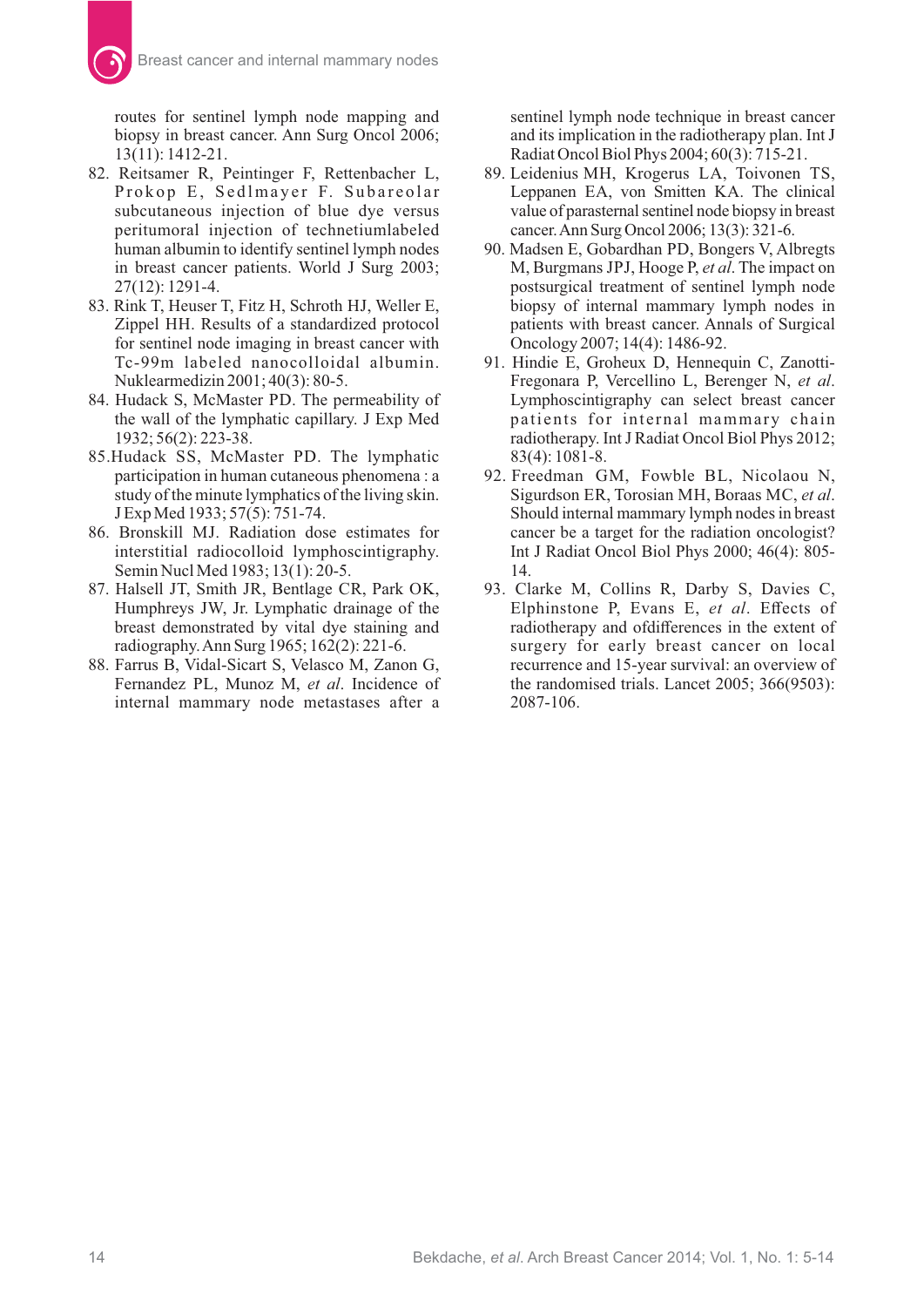routes for sentinel lymph node mapping and biopsy in breast cancer. Ann Surg Oncol 2006; 13(11): 1412-21.

82. Reitsamer R, Peintinger F, Rettenbacher L, Prokop E, Sedlmayer F. Subareolar subcutaneous injection of blue dye versus peritumoral injection of technetiumlabeled human albumin to identify sentinel lymph nodes in breast cancer patients. World J Surg 2003; 27(12): 1291-4.
83. Rink T, Heuser T, Fitz H, Schroth HJ, Weller E, Zippel HH. Results of a standardized protocol for sentinel node imaging in breast cancer with Tc-99m labeled nanocolloidal albumin. Nuklearmedizin 2001; 40(3): 80-5.
84. Hudack S, McMaster PD. The permeability of the wall of the lymphatic capillary. J Exp Med 1932; 56(2): 223-38.
85. Hudack SS, McMaster PD. The lymphatic participation in human cutaneous phenomena : a study of the minute lymphatics of the living skin. J Exp Med 1933; 57(5): 751-74.
86. Bronskill MJ. Radiation dose estimates for interstitial radiocolloid lymphoscintigraphy. Semin Nucl Med 1983; 13(1): 20-5.
87. Halsell JT, Smith JR, Bentlage CR, Park OK, Humphreys JW, Jr. Lymphatic drainage of the breast demonstrated by vital dye staining and radiography. Ann Surg 1965; 162(2): 221-6.
88. Farrus B, Vidal-Sicart S, Velasco M, Zanon G, Fernandez PL, Munoz M, *et al*. Incidence of internal mammary node metastases after a sentinel lymph node technique in breast cancer and its implication in the radiotherapy plan. Int J Radiat Oncol Biol Phys 2004; 60(3): 715-21.
89. Leidenius MH, Krogerus LA, Toivonen TS, Leppanen EA, von Smitten KA. The clinical value of parasternal sentinel node biopsy in breast cancer. Ann Surg Oncol 2006; 13(3): 321-6.
90. Madsen E, Gobardhan PD, Bongers V, Albregts M, Burgmans JPJ, Hooge P, *et al*. The impact on postsurgical treatment of sentinel lymph node biopsy of internal mammary lymph nodes in patients with breast cancer. Annals of Surgical Oncology 2007; 14(4): 1486-92.
91. Hindie E, Groheux D, Hennequin C, Zanotti-Fregonara P, Vercellino L, Berenger N, *et al*. Lymphoscintigraphy can select breast cancer patients for internal mammary chain radiotherapy. Int J Radiat Oncol Biol Phys 2012; 83(4): 1081-8.
92. Freedman GM, Fowble BL, Nicolaou N, Sigurdson ER, Torosian MH, Boraas MC, *et al*. Should internal mammary lymph nodes in breast cancer be a target for the radiation oncologist? Int J Radiat Oncol Biol Phys 2000; 46(4): 805-14.
93. Clarke M, Collins R, Darby S, Davies C, Elphinstone P, Evans E, *et al*. Effects of radiotherapy and ofdifferences in the extent of surgery for early breast cancer on local recurrence and 15-year survival: an overview of the randomised trials. Lancet 2005; 366(9503): 2087-106.